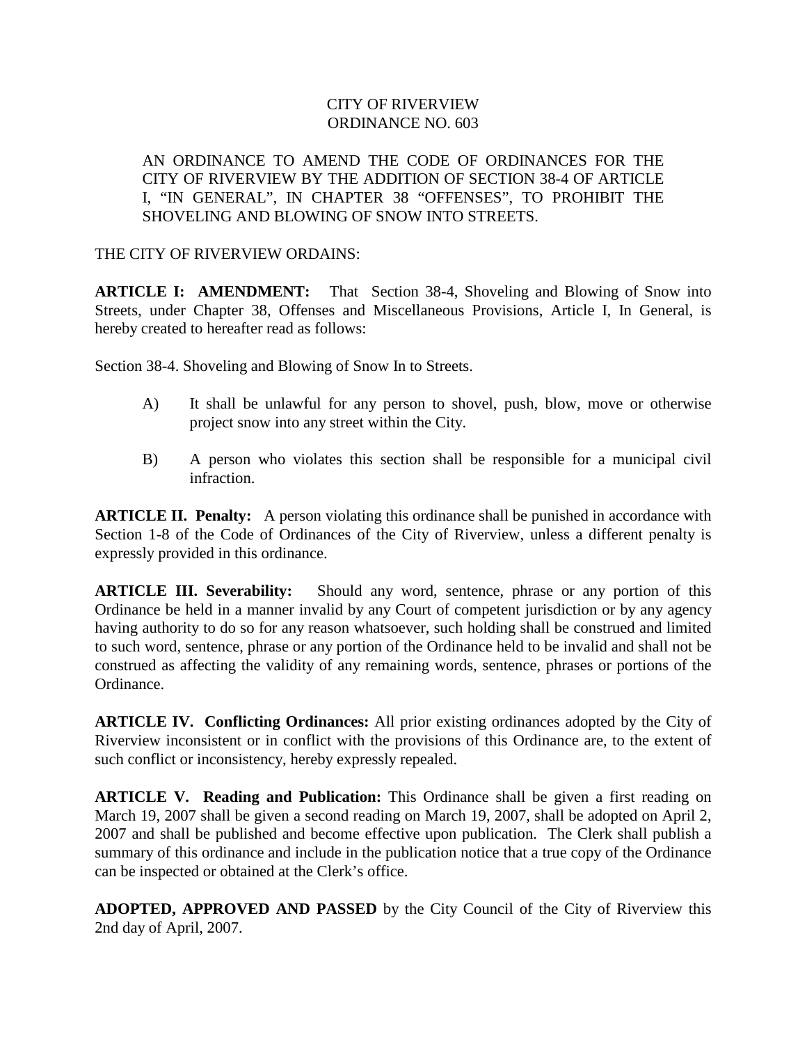CITY OF RIVERVIEW
ORDINANCE NO. 603

AN ORDINANCE TO AMEND THE CODE OF ORDINANCES FOR THE CITY OF RIVERVIEW BY THE ADDITION OF SECTION 38-4 OF ARTICLE I, "IN GENERAL", IN CHAPTER 38 "OFFENSES", TO PROHIBIT THE SHOVELING AND BLOWING OF SNOW INTO STREETS.

THE CITY OF RIVERVIEW ORDAINS:

**ARTICLE I: AMENDMENT:** That Section 38-4, Shoveling and Blowing of Snow into Streets, under Chapter 38, Offenses and Miscellaneous Provisions, Article I, In General, is hereby created to hereafter read as follows:

Section 38-4. Shoveling and Blowing of Snow In to Streets.

A) It shall be unlawful for any person to shovel, push, blow, move or otherwise project snow into any street within the City.

B) A person who violates this section shall be responsible for a municipal civil infraction.

**ARTICLE II. Penalty:** A person violating this ordinance shall be punished in accordance with Section 1-8 of the Code of Ordinances of the City of Riverview, unless a different penalty is expressly provided in this ordinance.

**ARTICLE III. Severability:** Should any word, sentence, phrase or any portion of this Ordinance be held in a manner invalid by any Court of competent jurisdiction or by any agency having authority to do so for any reason whatsoever, such holding shall be construed and limited to such word, sentence, phrase or any portion of the Ordinance held to be invalid and shall not be construed as affecting the validity of any remaining words, sentence, phrases or portions of the Ordinance.

**ARTICLE IV. Conflicting Ordinances:** All prior existing ordinances adopted by the City of Riverview inconsistent or in conflict with the provisions of this Ordinance are, to the extent of such conflict or inconsistency, hereby expressly repealed.

**ARTICLE V. Reading and Publication:** This Ordinance shall be given a first reading on March 19, 2007 shall be given a second reading on March 19, 2007, shall be adopted on April 2, 2007 and shall be published and become effective upon publication. The Clerk shall publish a summary of this ordinance and include in the publication notice that a true copy of the Ordinance can be inspected or obtained at the Clerk's office.

**ADOPTED, APPROVED AND PASSED** by the City Council of the City of Riverview this 2nd day of April, 2007.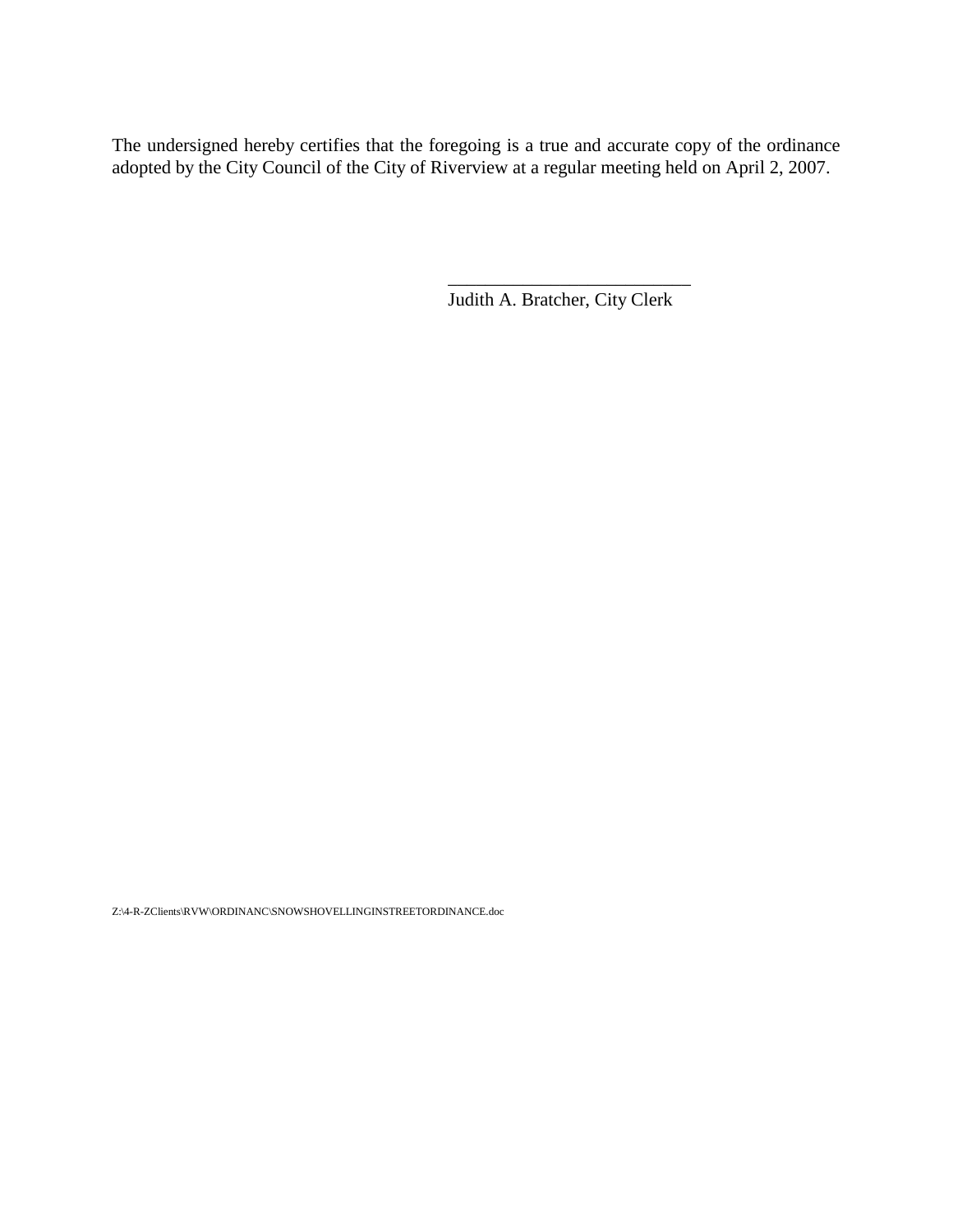The undersigned hereby certifies that the foregoing is a true and accurate copy of the ordinance adopted by the City Council of the City of Riverview at a regular meeting held on April 2, 2007.

\_\_\_\_\_\_\_\_\_\_\_\_\_\_\_\_\_\_\_\_\_\_\_\_\_\_

Judith A. Bratcher, City Clerk

Z:\4-R-ZClients\RVW\ORDINANC\SNOWSHOVELLINGINSTREETORDINANCE.doc